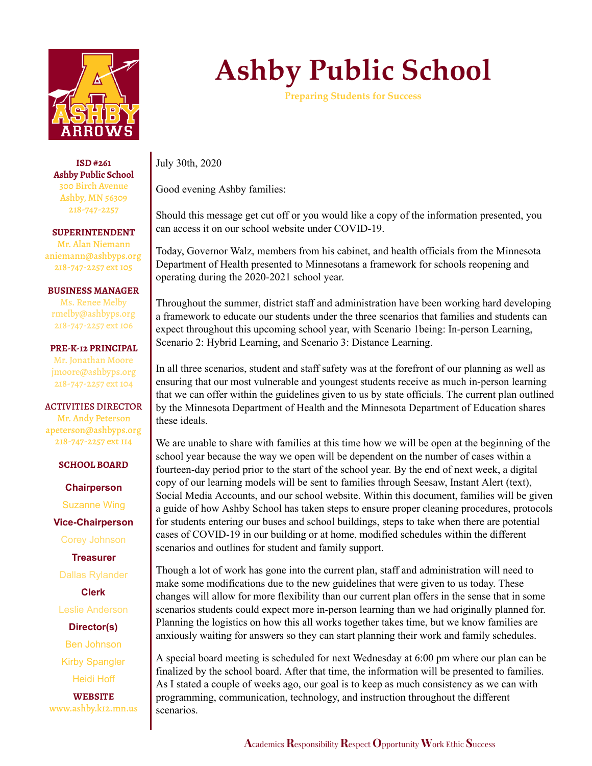# Ashby Public School

Preparing Students for Success

**ISD #261**
**Ashby Public School**
300 Birch Avenue
Ashby, MN 56309
218-747-2257

**SUPERINTENDENT**
Mr. Alan Niemann
aniemann@ashbyps.org
218-747-2257 ext 105

**BUSINESS MANAGER**
Ms. Renee Melby
rmelby@ashbyps.org
218-747-2257 ext 106

**PRE-K-12 PRINCIPAL**
Mr. Jonathan Moore
jmoore@ashbyps.org
218-747-2257 ext 104

**ACTIVITIES DIRECTOR**
Mr. Andy Peterson
apeterson@ashbyps.org
218-747-2257 ext 114

**SCHOOL BOARD**

**Chairperson**
Suzanne Wing

**Vice-Chairperson**
Corey Johnson

**Treasurer**
Dallas Rylander

**Clerk**
Leslie Anderson

**Director(s)**
Ben Johnson
Kirby Spangler
Heidi Hoff

**WEBSITE**
www.ashby.k12.mn.us

July 30th, 2020

Good evening Ashby families:

Should this message get cut off or you would like a copy of the information presented, you can access it on our school website under COVID-19.

Today, Governor Walz, members from his cabinet, and health officials from the Minnesota Department of Health presented to Minnesotans a framework for schools reopening and operating during the 2020-2021 school year.

Throughout the summer, district staff and administration have been working hard developing a framework to educate our students under the three scenarios that families and students can expect throughout this upcoming school year, with Scenario 1being: In-person Learning, Scenario 2: Hybrid Learning, and Scenario 3: Distance Learning.

In all three scenarios, student and staff safety was at the forefront of our planning as well as ensuring that our most vulnerable and youngest students receive as much in-person learning that we can offer within the guidelines given to us by state officials. The current plan outlined by the Minnesota Department of Health and the Minnesota Department of Education shares these ideals.

We are unable to share with families at this time how we will be open at the beginning of the school year because the way we open will be dependent on the number of cases within a fourteen-day period prior to the start of the school year. By the end of next week, a digital copy of our learning models will be sent to families through Seesaw, Instant Alert (text), Social Media Accounts, and our school website. Within this document, families will be given a guide of how Ashby School has taken steps to ensure proper cleaning procedures, protocols for students entering our buses and school buildings, steps to take when there are potential cases of COVID-19 in our building or at home, modified schedules within the different scenarios and outlines for student and family support.

Though a lot of work has gone into the current plan, staff and administration will need to make some modifications due to the new guidelines that were given to us today. These changes will allow for more flexibility than our current plan offers in the sense that in some scenarios students could expect more in-person learning than we had originally planned for. Planning the logistics on how this all works together takes time, but we know families are anxiously waiting for answers so they can start planning their work and family schedules.

A special board meeting is scheduled for next Wednesday at 6:00 pm where our plan can be finalized by the school board. After that time, the information will be presented to families. As I stated a couple of weeks ago, our goal is to keep as much consistency as we can with programming, communication, technology, and instruction throughout the different scenarios.

Academics Responsibility Respect Opportunity Work Ethic Success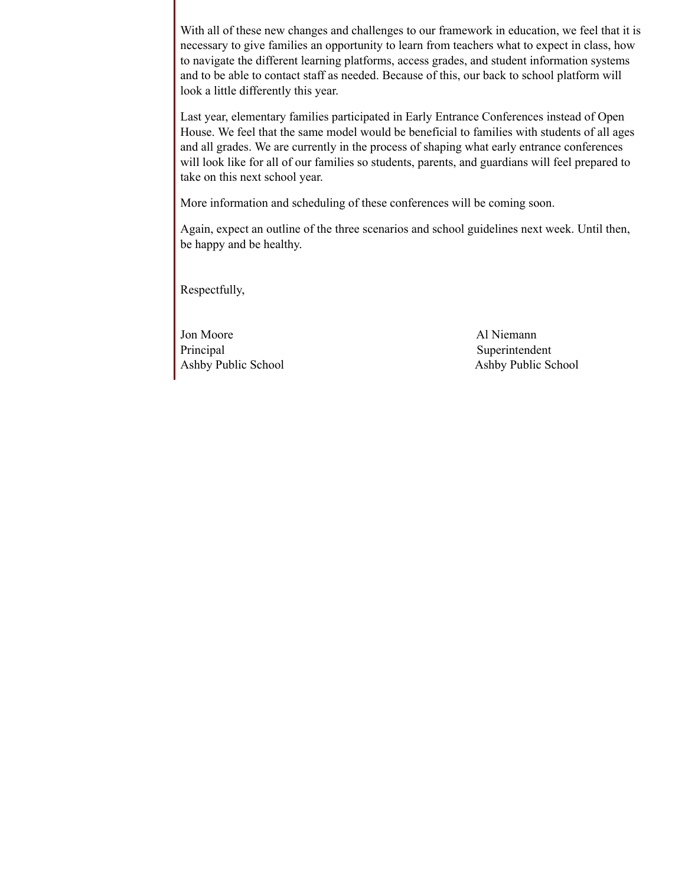With all of these new changes and challenges to our framework in education, we feel that it is necessary to give families an opportunity to learn from teachers what to expect in class, how to navigate the different learning platforms, access grades, and student information systems and to be able to contact staff as needed. Because of this, our back to school platform will look a little differently this year.

Last year, elementary families participated in Early Entrance Conferences instead of Open House. We feel that the same model would be beneficial to families with students of all ages and all grades. We are currently in the process of shaping what early entrance conferences will look like for all of our families so students, parents, and guardians will feel prepared to take on this next school year.

More information and scheduling of these conferences will be coming soon.

Again, expect an outline of the three scenarios and school guidelines next week. Until then, be happy and be healthy.

Respectfully,

Jon Moore
Principal
Ashby Public School

Al Niemann
Superintendent
Ashby Public School